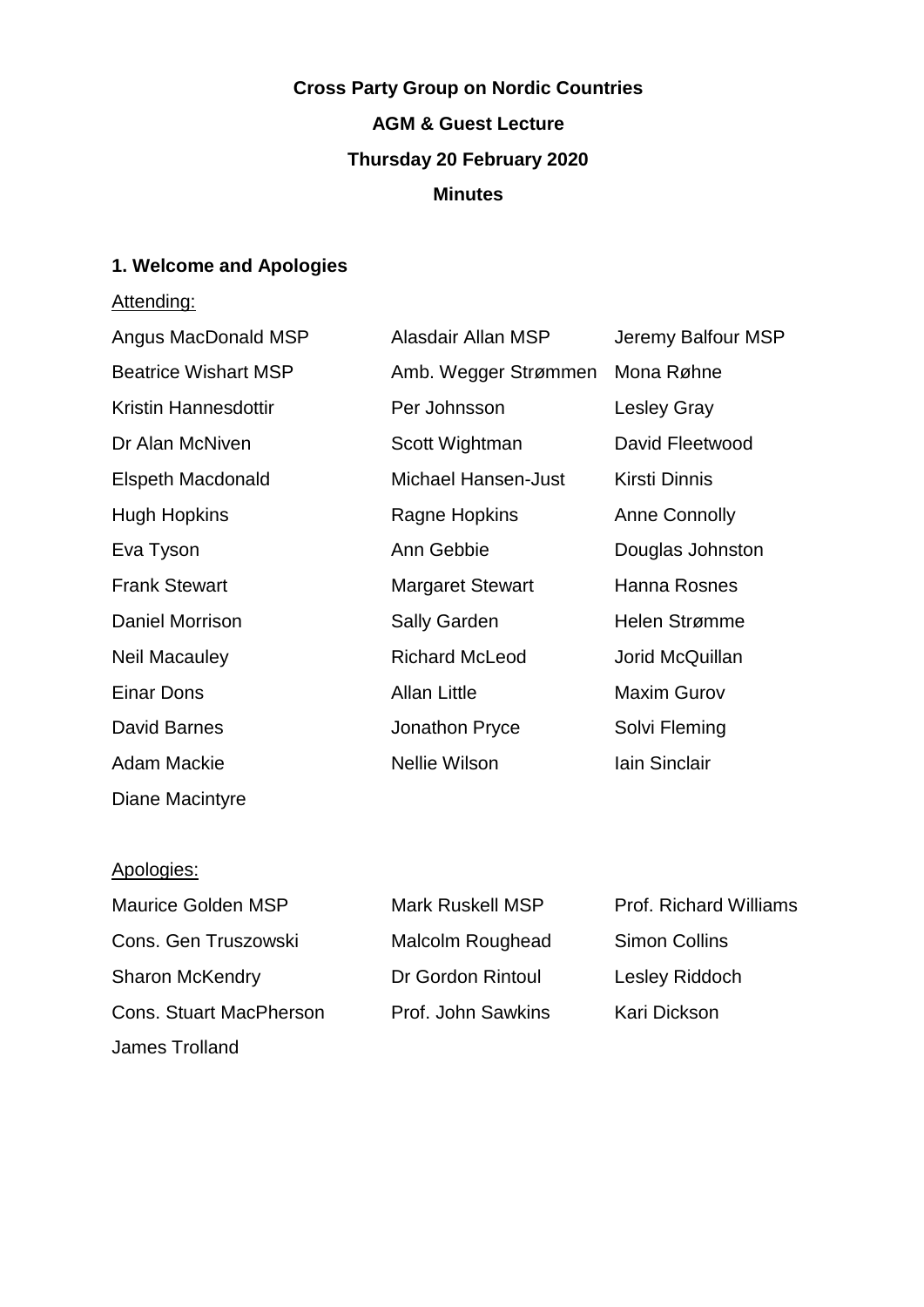**Cross Party Group on Nordic Countries**

**AGM & Guest Lecture**

**Thursday 20 February 2020**

**Minutes**

## 1. Welcome and Apologies

Attending:

| | | |
|---|---|---|
| Angus MacDonald MSP | Alasdair Allan MSP | Jeremy Balfour MSP |
| Beatrice Wishart MSP | Amb. Wegger Strømmen | Mona Røhne |
| Kristin Hannesdottir | Per Johnsson | Lesley Gray |
| Dr Alan McNiven | Scott Wightman | David Fleetwood |
| Elspeth Macdonald | Michael Hansen-Just | Kirsti Dinnis |
| Hugh Hopkins | Ragne Hopkins | Anne Connolly |
| Eva Tyson | Ann Gebbie | Douglas Johnston |
| Frank Stewart | Margaret Stewart | Hanna Rosnes |
| Daniel Morrison | Sally Garden | Helen Strømme |
| Neil Macauley | Richard McLeod | Jorid McQuillan |
| Einar Dons | Allan Little | Maxim Gurov |
| David Barnes | Jonathon Pryce | Solvi Fleming |
| Adam Mackie | Nellie Wilson | Iain Sinclair |
| Diane Macintyre | | |

Apologies:

| | | |
|---|---|---|
| Maurice Golden MSP | Mark Ruskell MSP | Prof. Richard Williams |
| Cons. Gen Truszowski | Malcolm Roughead | Simon Collins |
| Sharon McKendry | Dr Gordon Rintoul | Lesley Riddoch |
| Cons. Stuart MacPherson | Prof. John Sawkins | Kari Dickson |
| James Trolland | | |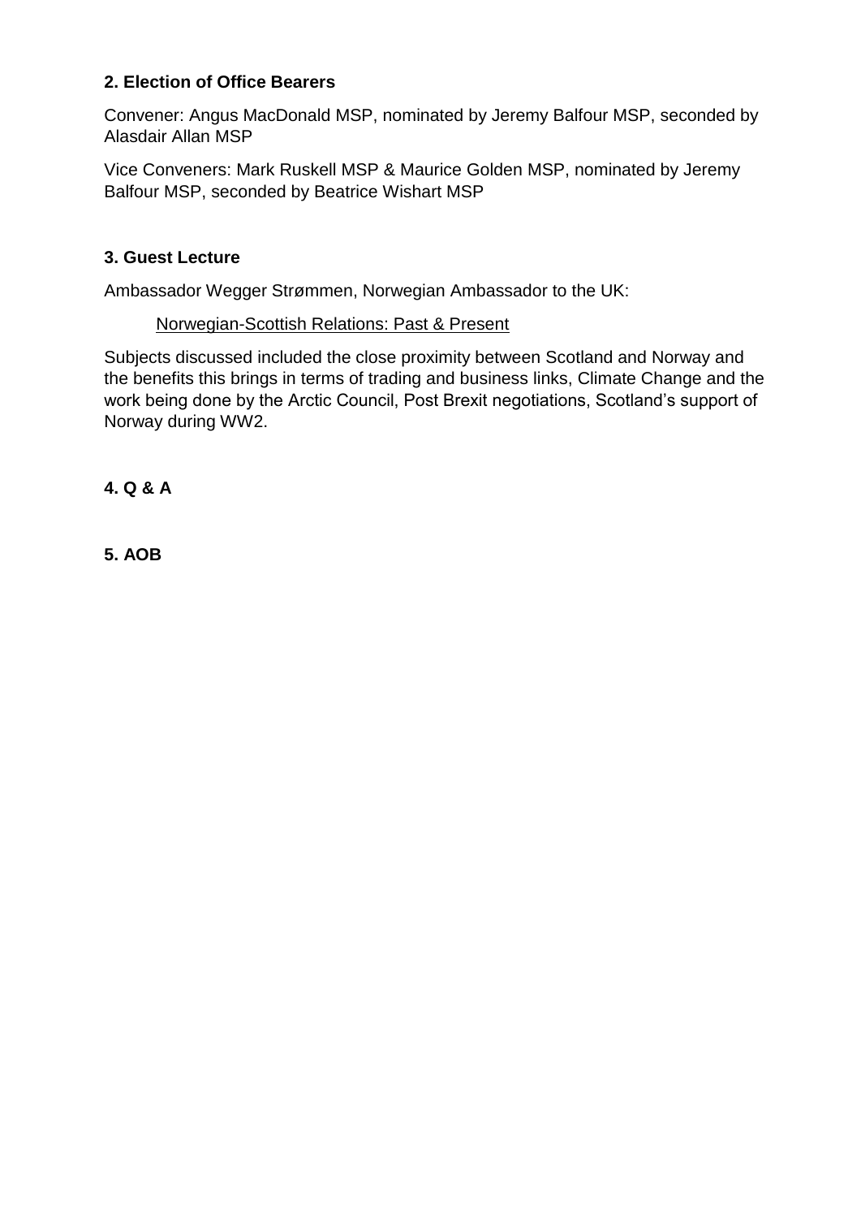**2. Election of Office Bearers**

Convener: Angus MacDonald MSP, nominated by Jeremy Balfour MSP, seconded by Alasdair Allan MSP

Vice Conveners: Mark Ruskell MSP & Maurice Golden MSP, nominated by Jeremy Balfour MSP, seconded by Beatrice Wishart MSP

**3. Guest Lecture**

Ambassador Wegger Strømmen, Norwegian Ambassador to the UK:

Norwegian-Scottish Relations: Past & Present

Subjects discussed included the close proximity between Scotland and Norway and the benefits this brings in terms of trading and business links, Climate Change and the work being done by the Arctic Council, Post Brexit negotiations, Scotland's support of Norway during WW2.

**4. Q & A**

**5. AOB**